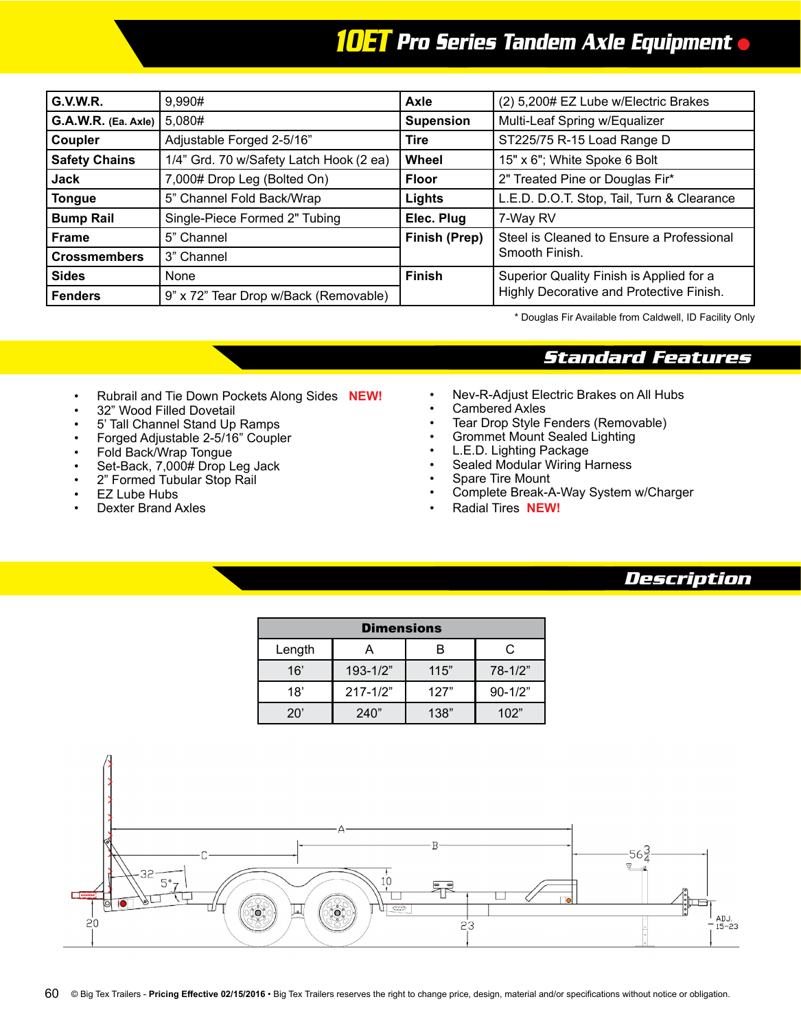# 10ET Pro Series Tandem Axle Equipment

| G.V.W.R. | 9,990# | Axle | (2) 5,200# EZ Lube w/Electric Brakes |
|---|---|---|---|
| G.A.W.R. (Ea. Axle) | 5,080# | Supension | Multi-Leaf Spring w/Equalizer |
| Coupler | Adjustable Forged 2-5/16” | Tire | ST225/75 R-15 Load Range D |
| Safety Chains | 1/4” Grd. 70 w/Safety Latch Hook (2 ea) | Wheel | 15" x 6"; White Spoke 6 Bolt |
| Jack | 7,000# Drop Leg (Bolted On) | Floor | 2" Treated Pine or Douglas Fir* |
| Tongue | 5” Channel Fold Back/Wrap | Lights | L.E.D. D.O.T. Stop, Tail, Turn & Clearance |
| Bump Rail | Single-Piece Formed 2" Tubing | Elec. Plug | 7-Way RV |
| Frame | 5” Channel | Finish (Prep) | Steel is Cleaned to Ensure a Professional Smooth Finish. |
| Crossmembers | 3” Channel | | |
| Sides | None | Finish | Superior Quality Finish is Applied for a Highly Decorative and Protective Finish. |
| Fenders | 9” x 72” Tear Drop w/Back (Removable) | | |

\* Douglas Fir Available from Caldwell, ID Facility Only

## Standard Features

- Rubrail and Tie Down Pockets Along Sides **NEW!**
- 32” Wood Filled Dovetail
- 5’ Tall Channel Stand Up Ramps
- Forged Adjustable 2-5/16” Coupler
- Fold Back/Wrap Tongue
- Set-Back, 7,000# Drop Leg Jack
- 2” Formed Tubular Stop Rail
- EZ Lube Hubs
- Dexter Brand Axles
- Nev-R-Adjust Electric Brakes on All Hubs
- Cambered Axles
- Tear Drop Style Fenders (Removable)
- Grommet Mount Sealed Lighting
- L.E.D. Lighting Package
- Sealed Modular Wiring Harness
- Spare Tire Mount
- Complete Break-A-Way System w/Charger
- Radial Tires **NEW!**

## Description

| Dimensions | | | |
|---|---|---|---|
| Length | A | B | C |
| 16’ | 193-1/2” | 115” | 78-1/2” |
| 18’ | 217-1/2” | 127” | 90-1/2” |
| 20’ | 240” | 138” | 102” |

© Big Tex Trailers - **Pricing Effective 02/15/2016** • Big Tex Trailers reserves the right to change price, design, material and/or specifications without notice or obligation.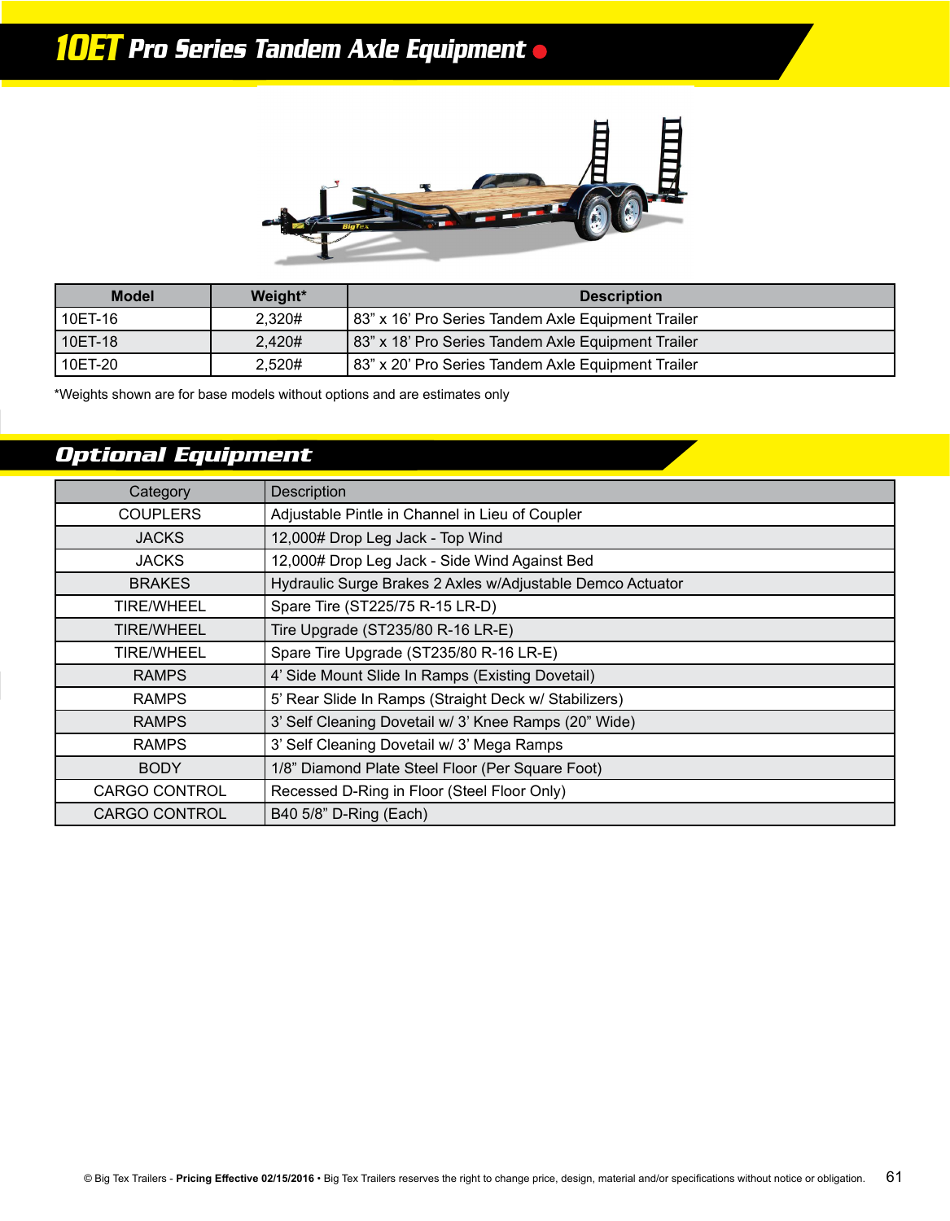# 10ET Pro Series Tandem Axle Equipment

| Model | Weight* | Description |
| --- | --- | --- |
| 10ET-16 | 2,320# | 83” x 16’ Pro Series Tandem Axle Equipment Trailer |
| 10ET-18 | 2,420# | 83” x 18’ Pro Series Tandem Axle Equipment Trailer |
| 10ET-20 | 2,520# | 83” x 20’ Pro Series Tandem Axle Equipment Trailer |

*Weights shown are for base models without options and are estimates only

## Optional Equipment

| Category | Description |
| --- | --- |
| COUPLERS | Adjustable Pintle in Channel in Lieu of Coupler |
| JACKS | 12,000# Drop Leg Jack - Top Wind |
| JACKS | 12,000# Drop Leg Jack - Side Wind Against Bed |
| BRAKES | Hydraulic Surge Brakes 2 Axles w/Adjustable Demco Actuator |
| TIRE/WHEEL | Spare Tire (ST225/75 R-15 LR-D) |
| TIRE/WHEEL | Tire Upgrade (ST235/80 R-16 LR-E) |
| TIRE/WHEEL | Spare Tire Upgrade (ST235/80 R-16 LR-E) |
| RAMPS | 4’ Side Mount Slide In Ramps (Existing Dovetail) |
| RAMPS | 5’ Rear Slide In Ramps (Straight Deck w/ Stabilizers) |
| RAMPS | 3’ Self Cleaning Dovetail w/ 3’ Knee Ramps (20” Wide) |
| RAMPS | 3’ Self Cleaning Dovetail w/ 3’ Mega Ramps |
| BODY | 1/8” Diamond Plate Steel Floor (Per Square Foot) |
| CARGO CONTROL | Recessed D-Ring in Floor (Steel Floor Only) |
| CARGO CONTROL | B40 5/8” D-Ring (Each) |

© Big Tex Trailers - **Pricing Effective 02/15/2016** • Big Tex Trailers reserves the right to change price, design, material and/or specifications without notice or obligation.